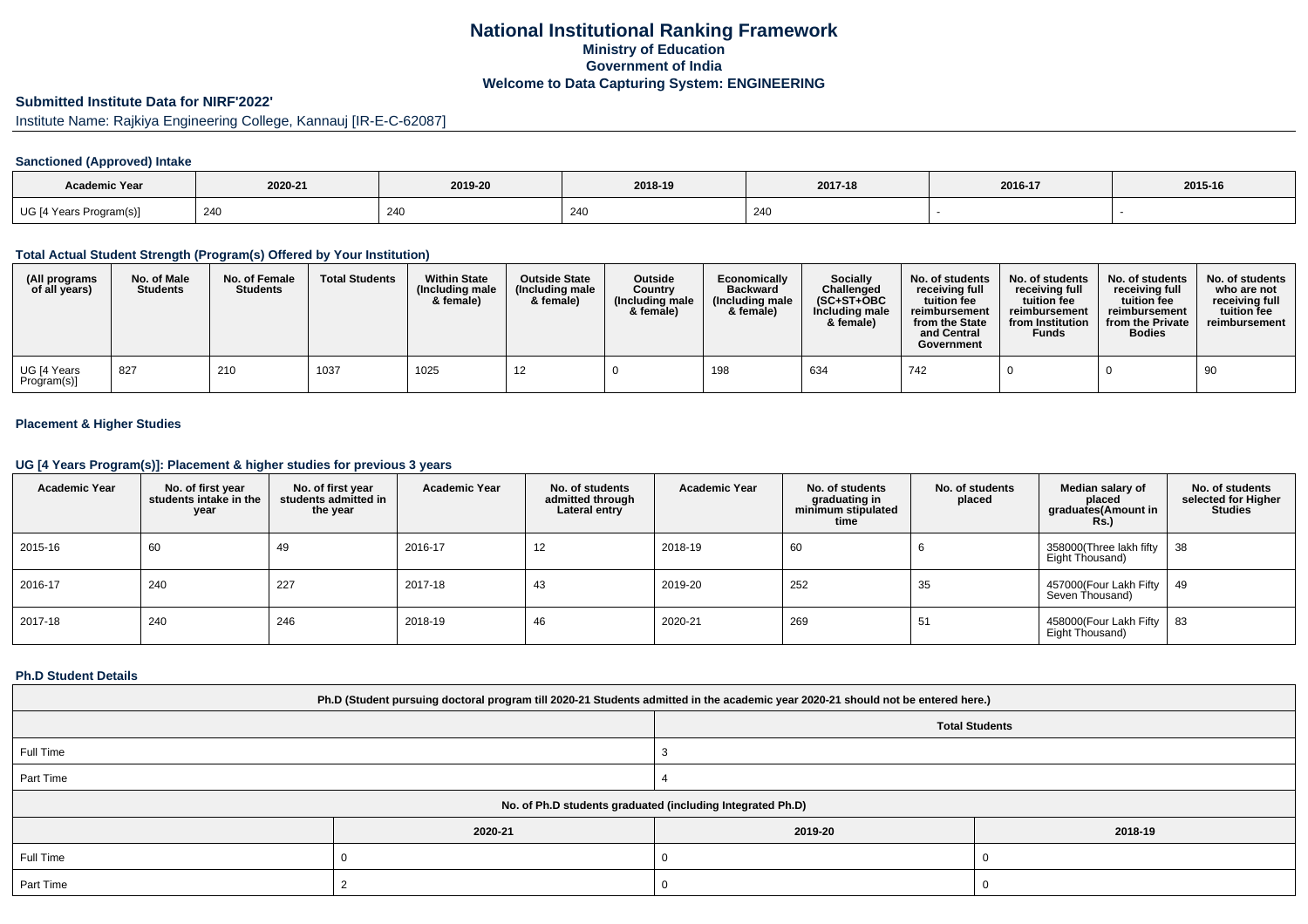# National Institutional Ranking Framework
## Ministry of Education
## Government of India
## Welcome to Data Capturing System: ENGINEERING

**Submitted Institute Data for NIRF'2022'**

Institute Name: Rajkiya Engineering College, Kannauj [IR-E-C-62087]

### Sanctioned (Approved) Intake

| Academic Year | 2020-21 | 2019-20 | 2018-19 | 2017-18 | 2016-17 | 2015-16 |
|---|---|---|---|---|---|---|
| UG [4 Years Program(s)] | 240 | 240 | 240 | 240 | - | - |

### Total Actual Student Strength (Program(s) Offered by Your Institution)

| (All programs of all years) | No. of Male Students | No. of Female Students | Total Students | Within State (Including male & female) | Outside State (Including male & female) | Outside Country (Including male & female) | Economically Backward (Including male & female) | Socially Challenged (SC+ST+OBC Including male & female) | No. of students receiving full tuition fee reimbursement from the State and Central Government | No. of students receiving full tuition fee reimbursement from Institution Funds | No. of students receiving full tuition fee reimbursement from the Private Bodies | No. of students who are not receiving full tuition fee reimbursement |
|---|---|---|---|---|---|---|---|---|---|---|---|---|
| UG [4 Years Program(s)] | 827 | 210 | 1037 | 1025 | 12 | 0 | 198 | 634 | 742 | 0 | 0 | 90 |

### Placement & Higher Studies

### UG [4 Years Program(s)]: Placement & higher studies for previous 3 years

| Academic Year | No. of first year students intake in the year | No. of first year students admitted in the year | Academic Year | No. of students admitted through Lateral entry | Academic Year | No. of students graduating in minimum stipulated time | No. of students placed | Median salary of placed graduates(Amount in Rs.) | No. of students selected for Higher Studies |
|---|---|---|---|---|---|---|---|---|---|
| 2015-16 | 60 | 49 | 2016-17 | 12 | 2018-19 | 60 | 6 | 358000(Three lakh fifty Eight Thousand) | 38 |
| 2016-17 | 240 | 227 | 2017-18 | 43 | 2019-20 | 252 | 35 | 457000(Four Lakh Fifty Seven Thousand) | 49 |
| 2017-18 | 240 | 246 | 2018-19 | 46 | 2020-21 | 269 | 51 | 458000(Four Lakh Fifty Eight Thousand) | 83 |

### Ph.D Student Details

| Ph.D (Student pursuing doctoral program till 2020-21 Students admitted in the academic year 2020-21 should not be entered here.) | |
|---|---|
| | Total Students |
| Full Time | 3 |
| Part Time | 4 |

| No. of Ph.D students graduated (including Integrated Ph.D) | | | |
|---|---|---|---|
| | 2020-21 | 2019-20 | 2018-19 |
| Full Time | 0 | 0 | 0 |
| Part Time | 2 | 0 | 0 |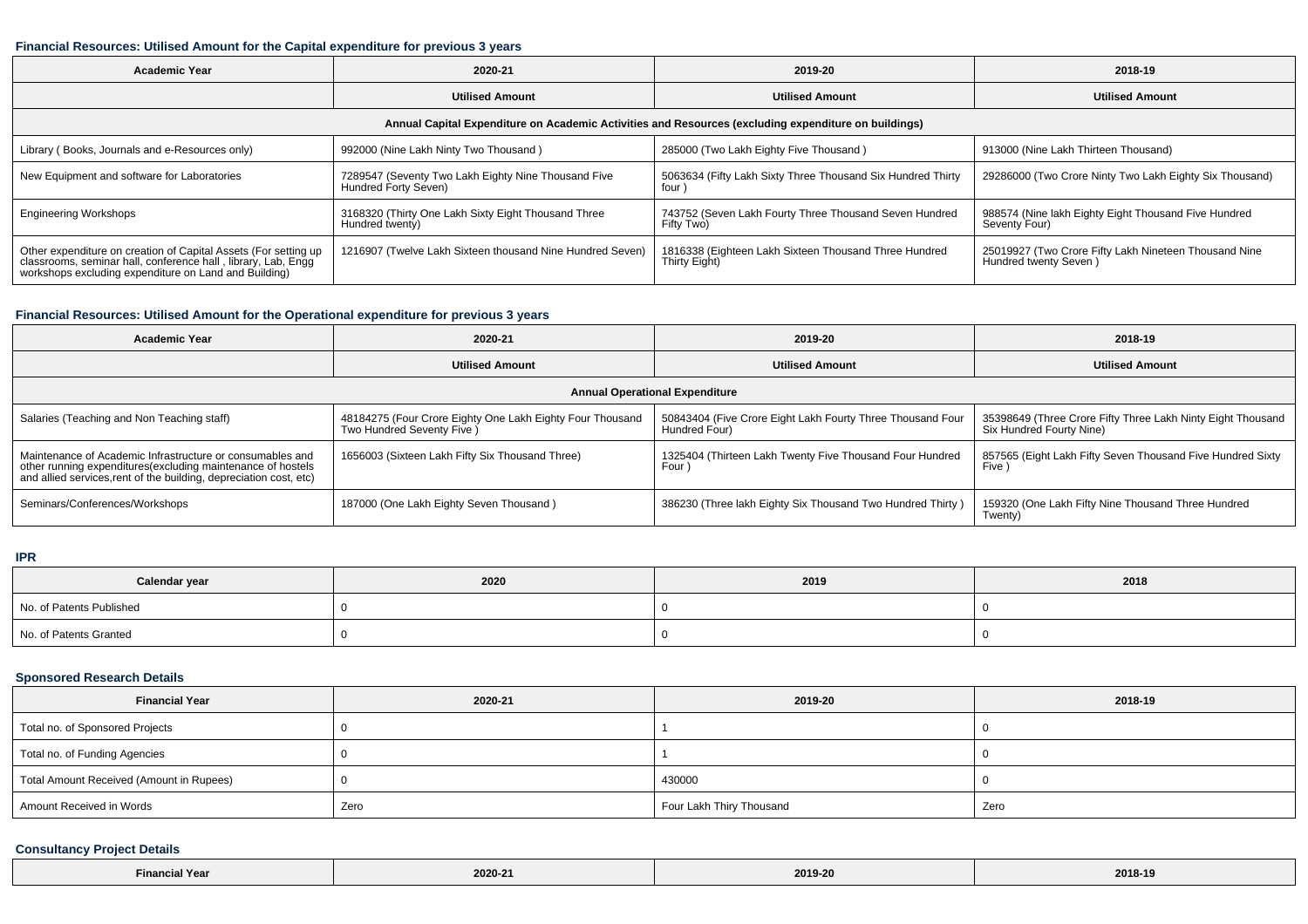### Financial Resources: Utilised Amount for the Capital expenditure for previous 3 years

| Academic Year | 2020-21 | 2019-20 | 2018-19 |
|---|---|---|---|
| | Utilised Amount | Utilised Amount | Utilised Amount |
| Annual Capital Expenditure on Academic Activities and Resources (excluding expenditure on buildings) | | | |
| Library ( Books, Journals and e-Resources only) | 992000 (Nine Lakh Ninty Two Thousand ) | 285000 (Two Lakh Eighty Five Thousand ) | 913000 (Nine Lakh Thirteen Thousand) |
| New Equipment and software for Laboratories | 7289547 (Seventy Two Lakh Eighty Nine Thousand Five Hundred Forty Seven) | 5063634 (Fifty Lakh Sixty Three Thousand Six Hundred Thirty four ) | 29286000 (Two Crore Ninty Two Lakh Eighty Six Thousand) |
| Engineering Workshops | 3168320 (Thirty One Lakh Sixty Eight Thousand Three Hundred twenty) | 743752 (Seven Lakh Fourty Three Thousand Seven Hundred Fifty Two) | 988574 (Nine lakh Eighty Eight Thousand Five Hundred Seventy Four) |
| Other expenditure on creation of Capital Assets (For setting up classrooms, seminar hall, conference hall , library, Lab, Engg workshops excluding expenditure on Land and Building) | 1216907 (Twelve Lakh Sixteen thousand Nine Hundred Seven) | 1816338 (Eighteen Lakh Sixteen Thousand Three Hundred Thirty Eight) | 25019927 (Two Crore Fifty Lakh Nineteen Thousand Nine Hundred twenty Seven ) |

### Financial Resources: Utilised Amount for the Operational expenditure for previous 3 years

| Academic Year | 2020-21 | 2019-20 | 2018-19 |
|---|---|---|---|
| | Utilised Amount | Utilised Amount | Utilised Amount |
| Annual Operational Expenditure | | | |
| Salaries (Teaching and Non Teaching staff) | 48184275 (Four Crore Eighty One Lakh Eighty Four Thousand Two Hundred Seventy Five ) | 50843404 (Five Crore Eight Lakh Fourty Three Thousand Four Hundred Four) | 35398649 (Three Crore Fifty Three Lakh Ninty Eight Thousand Six Hundred Fourty Nine) |
| Maintenance of Academic Infrastructure or consumables and other running expenditures(excluding maintenance of hostels and allied services,rent of the building, depreciation cost, etc) | 1656003 (Sixteen Lakh Fifty Six Thousand Three) | 1325404 (Thirteen Lakh Twenty Five Thousand Four Hundred Four ) | 857565 (Eight Lakh Fifty Seven Thousand Five Hundred Sixty Five ) |
| Seminars/Conferences/Workshops | 187000 (One Lakh Eighty Seven Thousand ) | 386230 (Three lakh Eighty Six Thousand Two Hundred Thirty ) | 159320 (One Lakh Fifty Nine Thousand Three Hundred Twenty) |

### IPR

| Calendar year | 2020 | 2019 | 2018 |
|---|---|---|---|
| No. of Patents Published | 0 | 0 | 0 |
| No. of Patents Granted | 0 | 0 | 0 |

### Sponsored Research Details

| Financial Year | 2020-21 | 2019-20 | 2018-19 |
|---|---|---|---|
| Total no. of Sponsored Projects | 0 | 1 | 0 |
| Total no. of Funding Agencies | 0 | 1 | 0 |
| Total Amount Received (Amount in Rupees) | 0 | 430000 | 0 |
| Amount Received in Words | Zero | Four Lakh Thiry Thousand | Zero |

### Consultancy Project Details

| Financial Year | 2020-21 | 2019-20 | 2018-19 |
|---|---|---|---|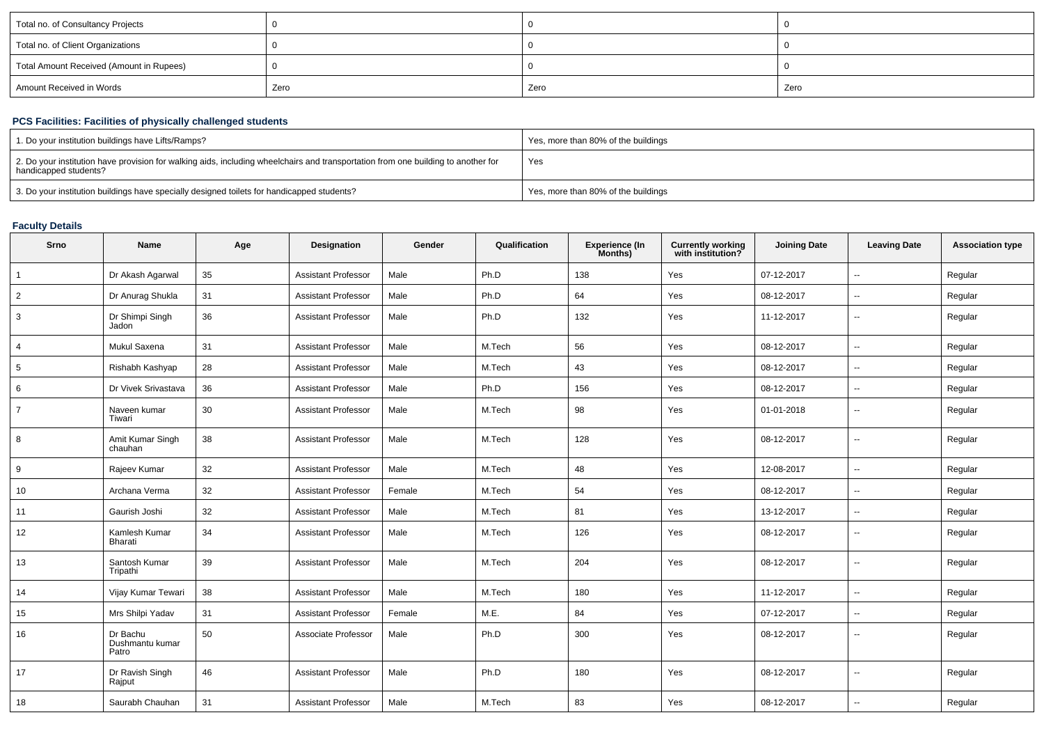| | | | |
|---|---|---|---|
| Total no. of Consultancy Projects | 0 | 0 | 0 |
| Total no. of Client Organizations | 0 | 0 | 0 |
| Total Amount Received (Amount in Rupees) | 0 | 0 | 0 |
| Amount Received in Words | Zero | Zero | Zero |

### PCS Facilities: Facilities of physically challenged students

| | |
|---|---|
| 1. Do your institution buildings have Lifts/Ramps? | Yes, more than 80% of the buildings |
| 2. Do your institution have provision for walking aids, including wheelchairs and transportation from one building to another for handicapped students? | Yes |
| 3. Do your institution buildings have specially designed toilets for handicapped students? | Yes, more than 80% of the buildings |

### Faculty Details

| Srno | Name | Age | Designation | Gender | Qualification | Experience (In Months) | Currently working with institution? | Joining Date | Leaving Date | Association type |
|---|---|---|---|---|---|---|---|---|---|---|
| 1 | Dr Akash Agarwal | 35 | Assistant Professor | Male | Ph.D | 138 | Yes | 07-12-2017 | -- | Regular |
| 2 | Dr Anurag Shukla | 31 | Assistant Professor | Male | Ph.D | 64 | Yes | 08-12-2017 | -- | Regular |
| 3 | Dr Shimpi Singh Jadon | 36 | Assistant Professor | Male | Ph.D | 132 | Yes | 11-12-2017 | -- | Regular |
| 4 | Mukul Saxena | 31 | Assistant Professor | Male | M.Tech | 56 | Yes | 08-12-2017 | -- | Regular |
| 5 | Rishabh Kashyap | 28 | Assistant Professor | Male | M.Tech | 43 | Yes | 08-12-2017 | -- | Regular |
| 6 | Dr Vivek Srivastava | 36 | Assistant Professor | Male | Ph.D | 156 | Yes | 08-12-2017 | -- | Regular |
| 7 | Naveen kumar Tiwari | 30 | Assistant Professor | Male | M.Tech | 98 | Yes | 01-01-2018 | -- | Regular |
| 8 | Amit Kumar Singh chauhan | 38 | Assistant Professor | Male | M.Tech | 128 | Yes | 08-12-2017 | -- | Regular |
| 9 | Rajeev Kumar | 32 | Assistant Professor | Male | M.Tech | 48 | Yes | 12-08-2017 | -- | Regular |
| 10 | Archana Verma | 32 | Assistant Professor | Female | M.Tech | 54 | Yes | 08-12-2017 | -- | Regular |
| 11 | Gaurish Joshi | 32 | Assistant Professor | Male | M.Tech | 81 | Yes | 13-12-2017 | -- | Regular |
| 12 | Kamlesh Kumar Bharati | 34 | Assistant Professor | Male | M.Tech | 126 | Yes | 08-12-2017 | -- | Regular |
| 13 | Santosh Kumar Tripathi | 39 | Assistant Professor | Male | M.Tech | 204 | Yes | 08-12-2017 | -- | Regular |
| 14 | Vijay Kumar Tewari | 38 | Assistant Professor | Male | M.Tech | 180 | Yes | 11-12-2017 | -- | Regular |
| 15 | Mrs Shilpi Yadav | 31 | Assistant Professor | Female | M.E. | 84 | Yes | 07-12-2017 | -- | Regular |
| 16 | Dr Bachu Dushmantu kumar Patro | 50 | Associate Professor | Male | Ph.D | 300 | Yes | 08-12-2017 | -- | Regular |
| 17 | Dr Ravish Singh Rajput | 46 | Assistant Professor | Male | Ph.D | 180 | Yes | 08-12-2017 | -- | Regular |
| 18 | Saurabh Chauhan | 31 | Assistant Professor | Male | M.Tech | 83 | Yes | 08-12-2017 | -- | Regular |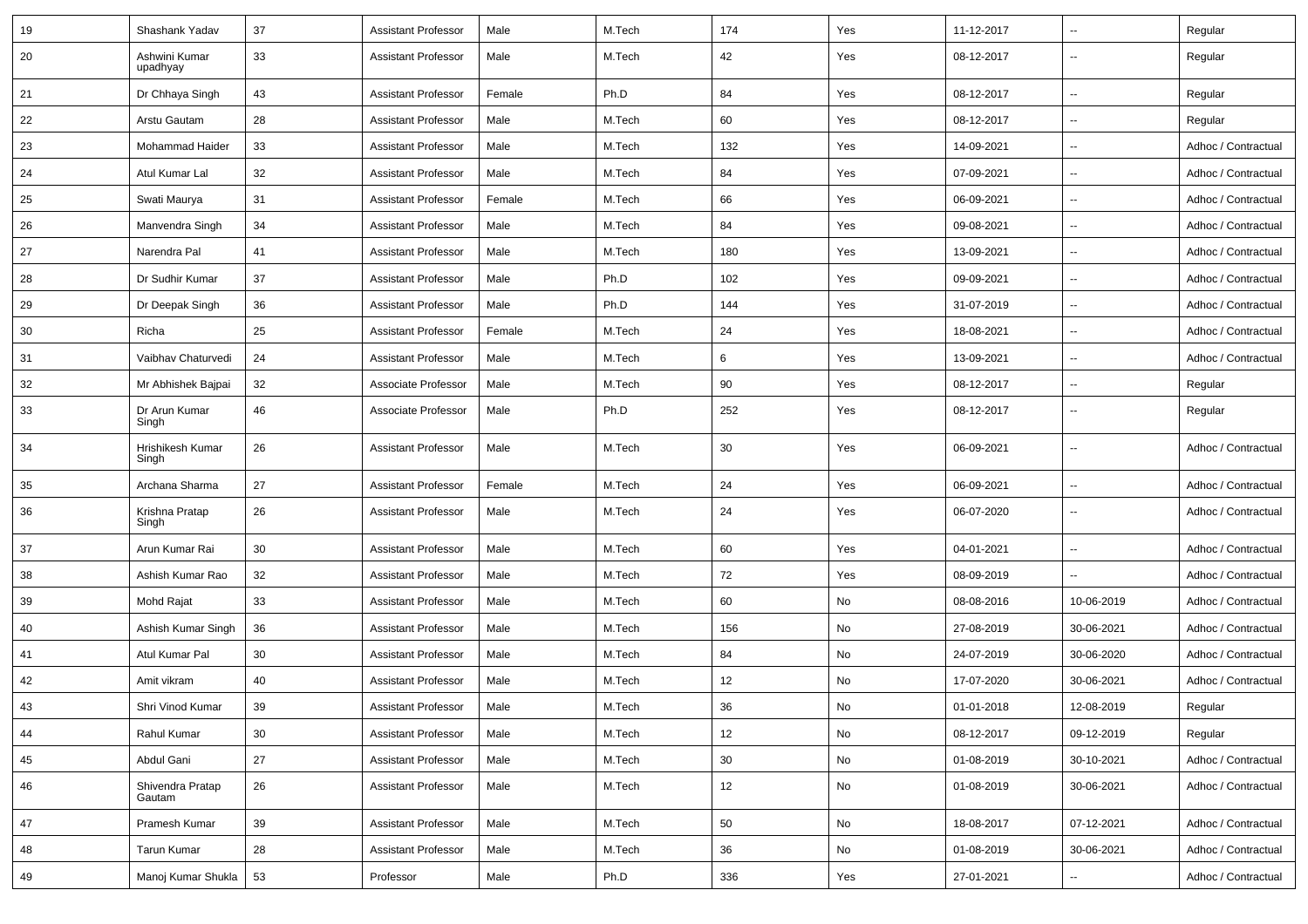| | | | | | | | | | | |
|---|---|---|---|---|---|---|---|---|---|---|
| 19 | Shashank Yadav | 37 | Assistant Professor | Male | M.Tech | 174 | Yes | 11-12-2017 | -- | Regular |
| 20 | Ashwini Kumar upadhyay | 33 | Assistant Professor | Male | M.Tech | 42 | Yes | 08-12-2017 | -- | Regular |
| 21 | Dr Chhaya Singh | 43 | Assistant Professor | Female | Ph.D | 84 | Yes | 08-12-2017 | -- | Regular |
| 22 | Arstu Gautam | 28 | Assistant Professor | Male | M.Tech | 60 | Yes | 08-12-2017 | -- | Regular |
| 23 | Mohammad Haider | 33 | Assistant Professor | Male | M.Tech | 132 | Yes | 14-09-2021 | -- | Adhoc / Contractual |
| 24 | Atul Kumar Lal | 32 | Assistant Professor | Male | M.Tech | 84 | Yes | 07-09-2021 | -- | Adhoc / Contractual |
| 25 | Swati Maurya | 31 | Assistant Professor | Female | M.Tech | 66 | Yes | 06-09-2021 | -- | Adhoc / Contractual |
| 26 | Manvendra Singh | 34 | Assistant Professor | Male | M.Tech | 84 | Yes | 09-08-2021 | -- | Adhoc / Contractual |
| 27 | Narendra Pal | 41 | Assistant Professor | Male | M.Tech | 180 | Yes | 13-09-2021 | -- | Adhoc / Contractual |
| 28 | Dr Sudhir Kumar | 37 | Assistant Professor | Male | Ph.D | 102 | Yes | 09-09-2021 | -- | Adhoc / Contractual |
| 29 | Dr Deepak Singh | 36 | Assistant Professor | Male | Ph.D | 144 | Yes | 31-07-2019 | -- | Adhoc / Contractual |
| 30 | Richa | 25 | Assistant Professor | Female | M.Tech | 24 | Yes | 18-08-2021 | -- | Adhoc / Contractual |
| 31 | Vaibhav Chaturvedi | 24 | Assistant Professor | Male | M.Tech | 6 | Yes | 13-09-2021 | -- | Adhoc / Contractual |
| 32 | Mr Abhishek Bajpai | 32 | Associate Professor | Male | M.Tech | 90 | Yes | 08-12-2017 | -- | Regular |
| 33 | Dr Arun Kumar Singh | 46 | Associate Professor | Male | Ph.D | 252 | Yes | 08-12-2017 | -- | Regular |
| 34 | Hrishikesh Kumar Singh | 26 | Assistant Professor | Male | M.Tech | 30 | Yes | 06-09-2021 | -- | Adhoc / Contractual |
| 35 | Archana Sharma | 27 | Assistant Professor | Female | M.Tech | 24 | Yes | 06-09-2021 | -- | Adhoc / Contractual |
| 36 | Krishna Pratap Singh | 26 | Assistant Professor | Male | M.Tech | 24 | Yes | 06-07-2020 | -- | Adhoc / Contractual |
| 37 | Arun Kumar Rai | 30 | Assistant Professor | Male | M.Tech | 60 | Yes | 04-01-2021 | -- | Adhoc / Contractual |
| 38 | Ashish Kumar Rao | 32 | Assistant Professor | Male | M.Tech | 72 | Yes | 08-09-2019 | -- | Adhoc / Contractual |
| 39 | Mohd Rajat | 33 | Assistant Professor | Male | M.Tech | 60 | No | 08-08-2016 | 10-06-2019 | Adhoc / Contractual |
| 40 | Ashish Kumar Singh | 36 | Assistant Professor | Male | M.Tech | 156 | No | 27-08-2019 | 30-06-2021 | Adhoc / Contractual |
| 41 | Atul Kumar Pal | 30 | Assistant Professor | Male | M.Tech | 84 | No | 24-07-2019 | 30-06-2020 | Adhoc / Contractual |
| 42 | Amit vikram | 40 | Assistant Professor | Male | M.Tech | 12 | No | 17-07-2020 | 30-06-2021 | Adhoc / Contractual |
| 43 | Shri Vinod Kumar | 39 | Assistant Professor | Male | M.Tech | 36 | No | 01-01-2018 | 12-08-2019 | Regular |
| 44 | Rahul Kumar | 30 | Assistant Professor | Male | M.Tech | 12 | No | 08-12-2017 | 09-12-2019 | Regular |
| 45 | Abdul Gani | 27 | Assistant Professor | Male | M.Tech | 30 | No | 01-08-2019 | 30-10-2021 | Adhoc / Contractual |
| 46 | Shivendra Pratap Gautam | 26 | Assistant Professor | Male | M.Tech | 12 | No | 01-08-2019 | 30-06-2021 | Adhoc / Contractual |
| 47 | Pramesh Kumar | 39 | Assistant Professor | Male | M.Tech | 50 | No | 18-08-2017 | 07-12-2021 | Adhoc / Contractual |
| 48 | Tarun Kumar | 28 | Assistant Professor | Male | M.Tech | 36 | No | 01-08-2019 | 30-06-2021 | Adhoc / Contractual |
| 49 | Manoj Kumar Shukla | 53 | Professor | Male | Ph.D | 336 | Yes | 27-01-2021 | -- | Adhoc / Contractual |